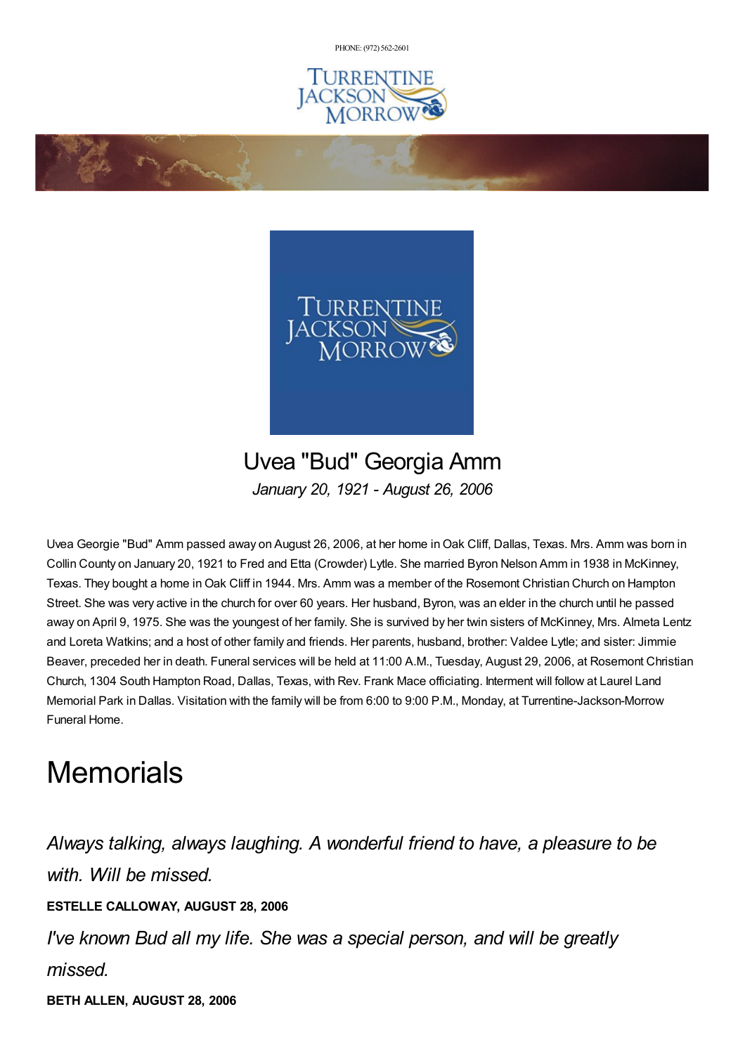PHONE: (972) 562-2601

# Uvea "Bud" Georgia Amm

*January 20, 1921 - August 26, 2006*

Uvea Georgie "Bud" Amm passed away on August 26, 2006, at her home in Oak Cliff, Dallas, Texas. Mrs. Amm was born in Collin County on January 20, 1921 to Fred and Etta (Crowder) Lytle. She married Byron Nelson Amm in 1938 in McKinney, Texas. They bought a home in Oak Cliff in 1944. Mrs. Amm was a member of the Rosemont Christian Church on Hampton Street. She was very active in the church for over 60 years. Her husband, Byron, was an elder in the church until he passed away on April 9, 1975. She was the youngest of her family. She is survived by her twin sisters of McKinney, Mrs. Almeta Lentz and Loreta Watkins; and a host of other family and friends. Her parents, husband, brother: Valdee Lytle; and sister: Jimmie Beaver, preceded her in death. Funeral services will be held at 11:00 A.M., Tuesday, August 29, 2006, at Rosemont Christian Church, 1304 South Hampton Road, Dallas, Texas, with Rev. Frank Mace officiating. Interment will follow at Laurel Land Memorial Park in Dallas. Visitation with the family will be from 6:00 to 9:00 P.M., Monday, at Turrentine-Jackson-Morrow Funeral Home.

# Memorials

*Always talking, always laughing. A wonderful friend to have, a pleasure to be with. Will be missed.*

**ESTELLE CALLOWAY, AUGUST 28, 2006**

*I've known Bud all my life. She was a special person, and will be greatly missed.*

**BETH ALLEN, AUGUST 28, 2006**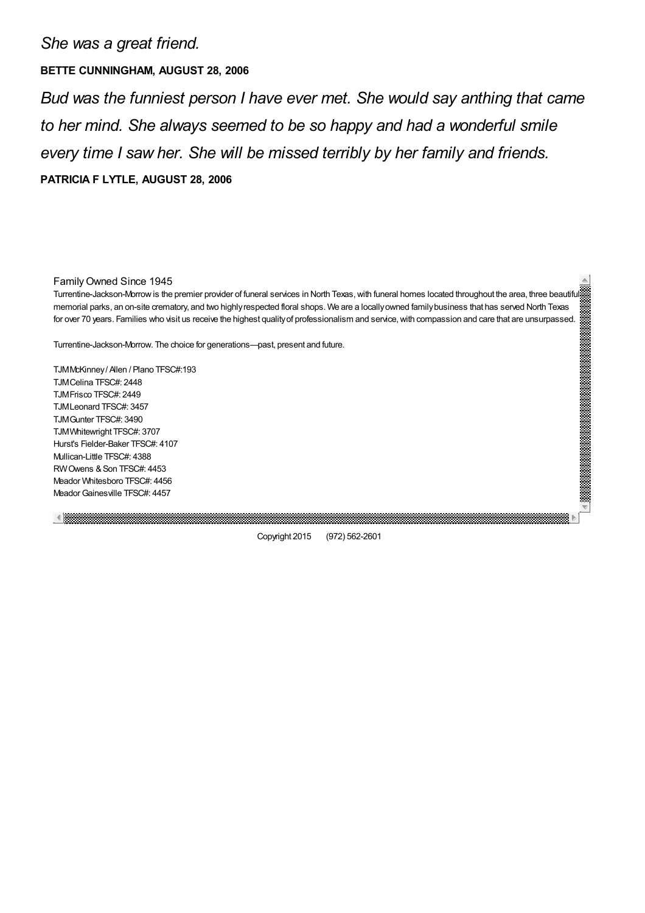*She was a great friend.*

**BETTE CUNNINGHAM, AUGUST 28, 2006**

*Bud was the funniest person I have ever met. She would say anthing that came to her mind. She always seemed to be so happy and had a wonderful smile every time I saw her. She will be missed terribly by her family and friends.*

**PATRICIA F LYTLE, AUGUST 28, 2006**

Family Owned Since 1945

Turrentine-Jackson-Morrow is the premier provider of funeral services in North Texas, with funeral homes located throughout the area, three beautiful memorial parks, an on-site crematory, and two highly respected floral shops. We are a locally owned family business that has served North Texas for over 70 years. Families who visit us receive the highest quality of professionalism and service, with compassion and care that are unsurpassed.

Turrentine-Jackson-Morrow. The choice for generations—past, present and future.

TJM McKinney / Allen / Plano TFSC#:193
TJM Celina TFSC#: 2448
TJM Frisco TFSC#: 2449
TJM Leonard TFSC#: 3457
TJM Gunter TFSC#: 3490
TJM Whitewright TFSC#: 3707
Hurst's Fielder-Baker TFSC#: 4107
Mullican-Little TFSC#: 4388
RW Owens & Son TFSC#: 4453
Meador Whitesboro TFSC#: 4456
Meador Gainesville TFSC#: 4457

Copyright 2015 (972) 562-2601